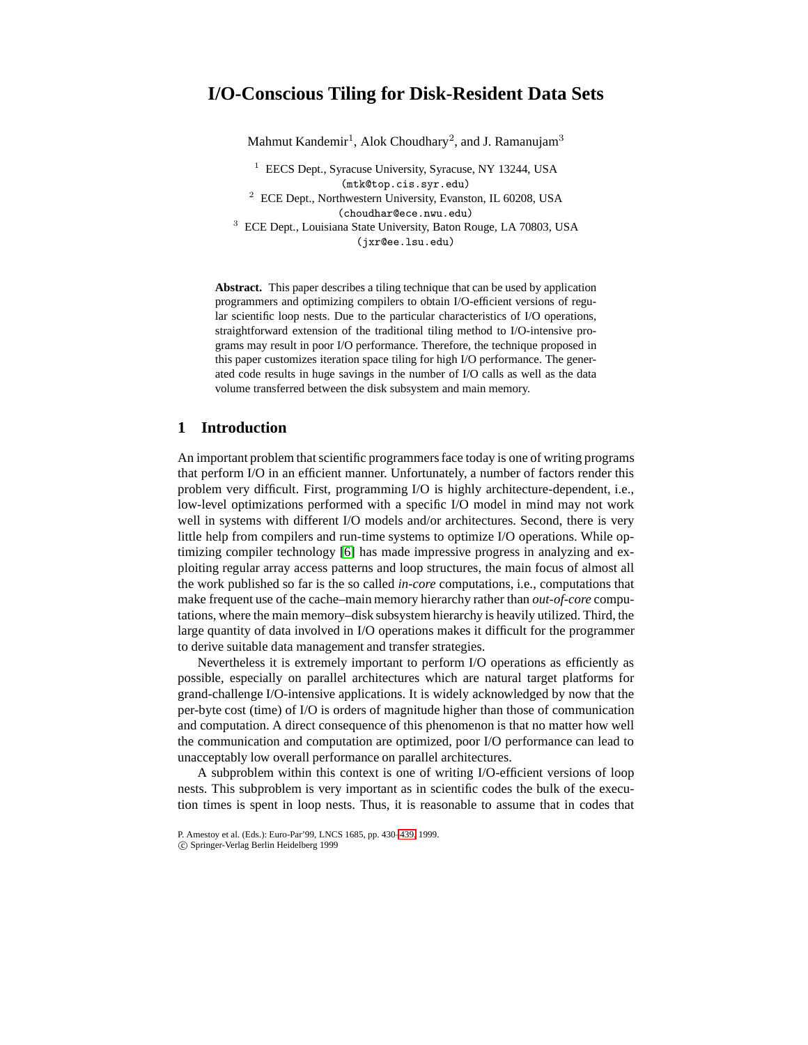# I/O-Conscious Tiling for Disk-Resident Data Sets

Mahmut Kandemir[1], Alok Choudhary[2], and J. Ramanujam[3]

[1] EECS Dept., Syracuse University, Syracuse, NY 13244, USA
(mtk@top.cis.syr.edu)

[2] ECE Dept., Northwestern University, Evanston, IL 60208, USA
(choudhar@ece.nwu.edu)

[3] ECE Dept., Louisiana State University, Baton Rouge, LA 70803, USA
(jxr@ee.lsu.edu)

**Abstract.** This paper describes a tiling technique that can be used by application programmers and optimizing compilers to obtain I/O-efficient versions of regular scientific loop nests. Due to the particular characteristics of I/O operations, straightforward extension of the traditional tiling method to I/O-intensive programs may result in poor I/O performance. Therefore, the technique proposed in this paper customizes iteration space tiling for high I/O performance. The generated code results in huge savings in the number of I/O calls as well as the data volume transferred between the disk subsystem and main memory.

## 1 Introduction

An important problem that scientific programmers face today is one of writing programs that perform I/O in an efficient manner. Unfortunately, a number of factors render this problem very difficult. First, programming I/O is highly architecture-dependent, i.e., low-level optimizations performed with a specific I/O model in mind may not work well in systems with different I/O models and/or architectures. Second, there is very little help from compilers and run-time systems to optimize I/O operations. While optimizing compiler technology [6] has made impressive progress in analyzing and exploiting regular array access patterns and loop structures, the main focus of almost all the work published so far is the so called *in-core* computations, i.e., computations that make frequent use of the cache–main memory hierarchy rather than *out-of-core* computations, where the main memory–disk subsystem hierarchy is heavily utilized. Third, the large quantity of data involved in I/O operations makes it difficult for the programmer to derive suitable data management and transfer strategies.

Nevertheless it is extremely important to perform I/O operations as efficiently as possible, especially on parallel architectures which are natural target platforms for grand-challenge I/O-intensive applications. It is widely acknowledged by now that the per-byte cost (time) of I/O is orders of magnitude higher than those of communication and computation. A direct consequence of this phenomenon is that no matter how well the communication and computation are optimized, poor I/O performance can lead to unacceptably low overall performance on parallel architectures.

A subproblem within this context is one of writing I/O-efficient versions of loop nests. This subproblem is very important as in scientific codes the bulk of the execution times is spent in loop nests. Thus, it is reasonable to assume that in codes that

P. Amestoy et al. (Eds.): Euro-Par'99, LNCS 1685, pp. 430–439, 1999.
© Springer-Verlag Berlin Heidelberg 1999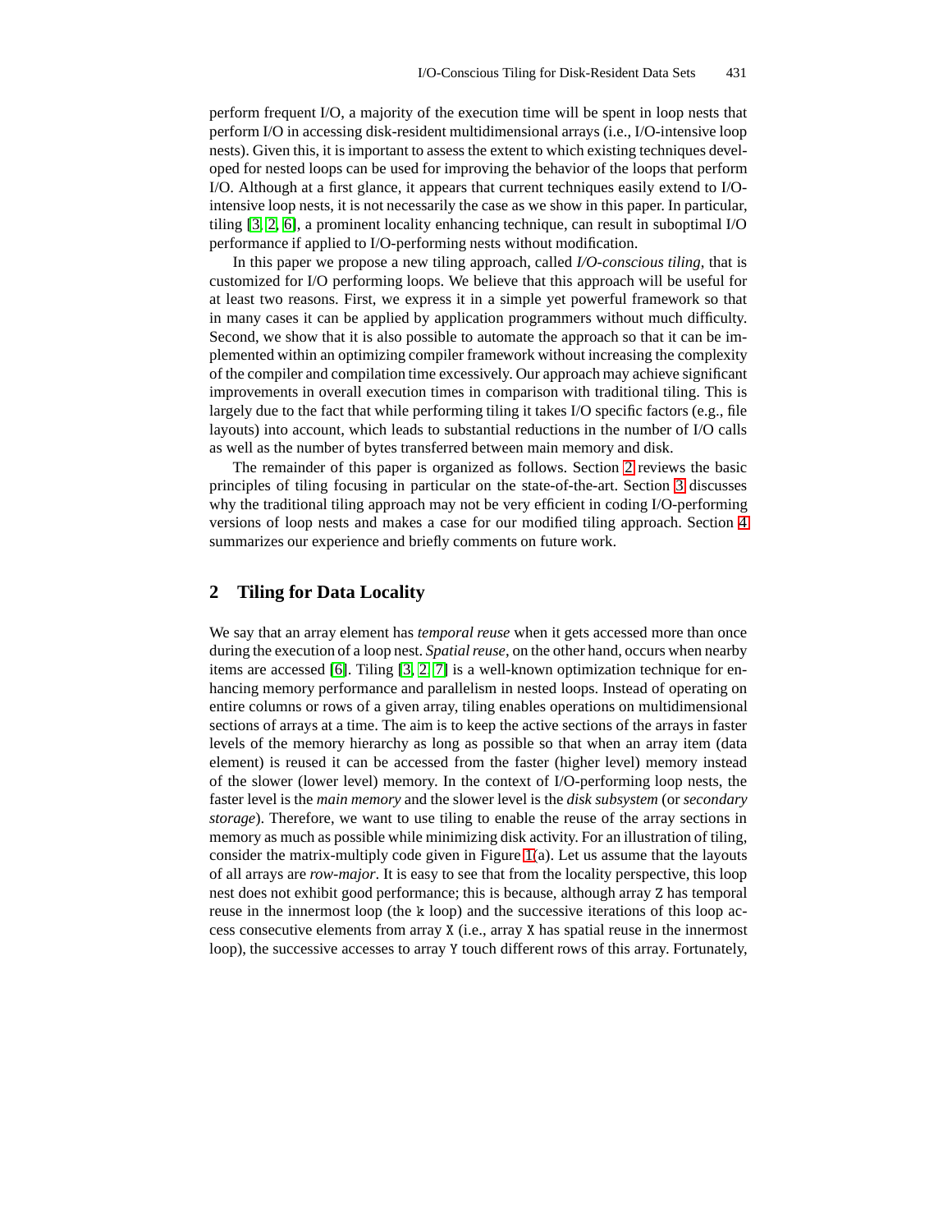perform frequent I/O, a majority of the execution time will be spent in loop nests that perform I/O in accessing disk-resident multidimensional arrays (i.e., I/O-intensive loop nests). Given this, it is important to assess the extent to which existing techniques developed for nested loops can be used for improving the behavior of the loops that perform I/O. Although at a first glance, it appears that current techniques easily extend to I/O-intensive loop nests, it is not necessarily the case as we show in this paper. In particular, tiling [3, 2, 6], a prominent locality enhancing technique, can result in suboptimal I/O performance if applied to I/O-performing nests without modification.

In this paper we propose a new tiling approach, called *I/O-conscious tiling*, that is customized for I/O performing loops. We believe that this approach will be useful for at least two reasons. First, we express it in a simple yet powerful framework so that in many cases it can be applied by application programmers without much difficulty. Second, we show that it is also possible to automate the approach so that it can be implemented within an optimizing compiler framework without increasing the complexity of the compiler and compilation time excessively. Our approach may achieve significant improvements in overall execution times in comparison with traditional tiling. This is largely due to the fact that while performing tiling it takes I/O specific factors (e.g., file layouts) into account, which leads to substantial reductions in the number of I/O calls as well as the number of bytes transferred between main memory and disk.

The remainder of this paper is organized as follows. Section 2 reviews the basic principles of tiling focusing in particular on the state-of-the-art. Section 3 discusses why the traditional tiling approach may not be very efficient in coding I/O-performing versions of loop nests and makes a case for our modified tiling approach. Section 4 summarizes our experience and briefly comments on future work.

## 2 Tiling for Data Locality

We say that an array element has *temporal reuse* when it gets accessed more than once during the execution of a loop nest. *Spatial reuse*, on the other hand, occurs when nearby items are accessed [6]. Tiling [3, 2, 7] is a well-known optimization technique for enhancing memory performance and parallelism in nested loops. Instead of operating on entire columns or rows of a given array, tiling enables operations on multidimensional sections of arrays at a time. The aim is to keep the active sections of the arrays in faster levels of the memory hierarchy as long as possible so that when an array item (data element) is reused it can be accessed from the faster (higher level) memory instead of the slower (lower level) memory. In the context of I/O-performing loop nests, the faster level is the *main memory* and the slower level is the *disk subsystem* (or *secondary storage*). Therefore, we want to use tiling to enable the reuse of the array sections in memory as much as possible while minimizing disk activity. For an illustration of tiling, consider the matrix-multiply code given in Figure 1(a). Let us assume that the layouts of all arrays are *row-major*. It is easy to see that from the locality perspective, this loop nest does not exhibit good performance; this is because, although array `Z` has temporal reuse in the innermost loop (the `k` loop) and the successive iterations of this loop access consecutive elements from array `X` (i.e., array `X` has spatial reuse in the innermost loop), the successive accesses to array `Y` touch different rows of this array. Fortunately,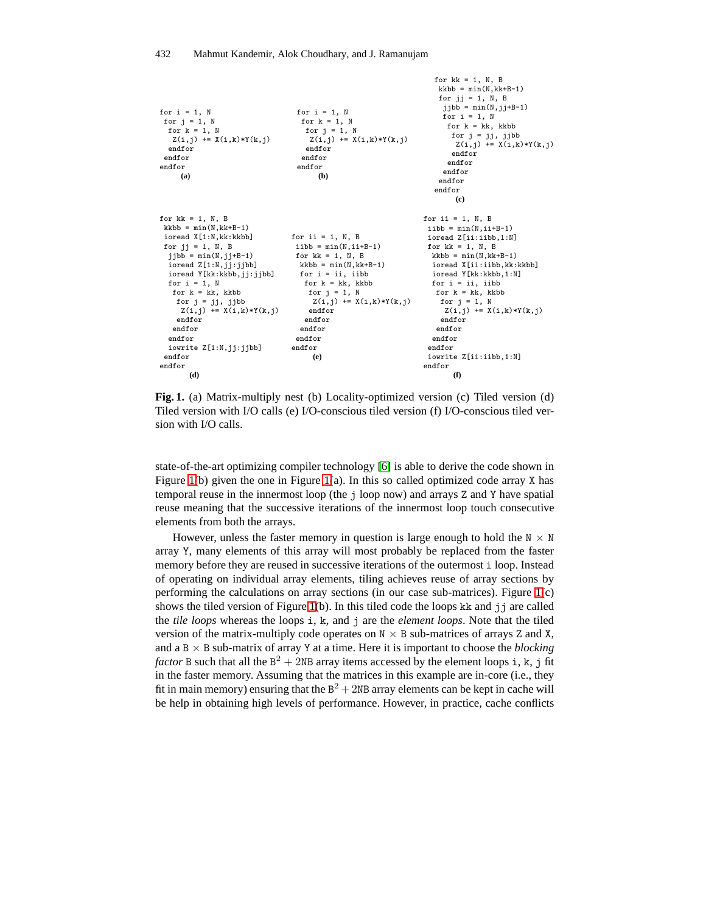```
for i = 1, N
 for j = 1, N
  for k = 1, N
   Z(i,j) += X(i,k)*Y(k,j)
  endfor
 endfor
endfor
      (a)
```

```
for i = 1, N
 for k = 1, N
  for j = 1, N
   Z(i,j) += X(i,k)*Y(k,j)
  endfor
 endfor
endfor
      (b)
```

```
for kk = 1, N, B
 kkbb = min(N,kk+B-1)
 for jj = 1, N, B
  jjbb = min(N,jj+B-1)
  for i = 1, N
   for k = kk, kkbb
    for j = jj, jjbb
     Z(i,j) += X(i,k)*Y(k,j)
    endfor
   endfor
  endfor
 endfor
endfor
      (c)
```

```
for kk = 1, N, B
 kkbb = min(N,kk+B-1)
 ioread X[1:N,kk:kkbb]
 for jj = 1, N, B
  jjbb = min(N,jj+B-1)
  ioread Z[1:N,jj:jjbb]
  ioread Y[kk:kkbb,jj:jjbb]
  for i = 1, N
   for k = kk, kkbb
    for j = jj, jjbb
     Z(i,j) += X(i,k)*Y(k,j)
    endfor
   endfor
  endfor
  iowrite Z[1:N,jj:jjbb]
 endfor
endfor
      (d)
```

```
for ii = 1, N, B
 iibb = min(N,ii+B-1)
 for kk = 1, N, B
  kkbb = min(N,kk+B-1)
  for i = ii, iibb
   for k = kk, kkbb
    for j = 1, N
     Z(i,j) += X(i,k)*Y(k,j)
    endfor
   endfor
  endfor
 endfor
endfor
      (e)
```

```
for ii = 1, N, B
 iibb = min(N,ii+B-1)
 ioread Z[ii:iibb,1:N]
 for kk = 1, N, B
  kkbb = min(N,kk+B-1)
  ioread X[ii:iibb,kk:kkbb]
  ioread Y[kk:kkbb,1:N]
  for i = ii, iibb
   for k = kk, kkbb
    for j = 1, N
     Z(i,j) += X(i,k)*Y(k,j)
    endfor
   endfor
  endfor
 endfor
 iowrite Z[ii:iibb,1:N]
endfor
      (f)
```

**Fig. 1.** (a) Matrix-multiply nest (b) Locality-optimized version (c) Tiled version (d) Tiled version with I/O calls (e) I/O-conscious tiled version (f) I/O-conscious tiled version with I/O calls.

state-of-the-art optimizing compiler technology [6] is able to derive the code shown in Figure 1(b) given the one in Figure 1(a). In this so called optimized code array X has temporal reuse in the innermost loop (the j loop now) and arrays Z and Y have spatial reuse meaning that the successive iterations of the innermost loop touch consecutive elements from both the arrays.

However, unless the faster memory in question is large enough to hold the $N \times N$ array Y, many elements of this array will most probably be replaced from the faster memory before they are reused in successive iterations of the outermost i loop. Instead of operating on individual array elements, tiling achieves reuse of array sections by performing the calculations on array sections (in our case sub-matrices). Figure 1(c) shows the tiled version of Figure 1(b). In this tiled code the loops kk and jj are called the *tile loops* whereas the loops i, k, and j are the *element loops*. Note that the tiled version of the matrix-multiply code operates on $N \times B$ sub-matrices of arrays Z and X, and a $B \times B$ sub-matrix of array Y at a time. Here it is important to choose the *blocking factor* B such that all the $B^2 + 2NB$ array items accessed by the element loops i, k, j fit in the faster memory. Assuming that the matrices in this example are in-core (i.e., they fit in main memory) ensuring that the $B^2 + 2NB$ array elements can be kept in cache will be help in obtaining high levels of performance. However, in practice, cache conflicts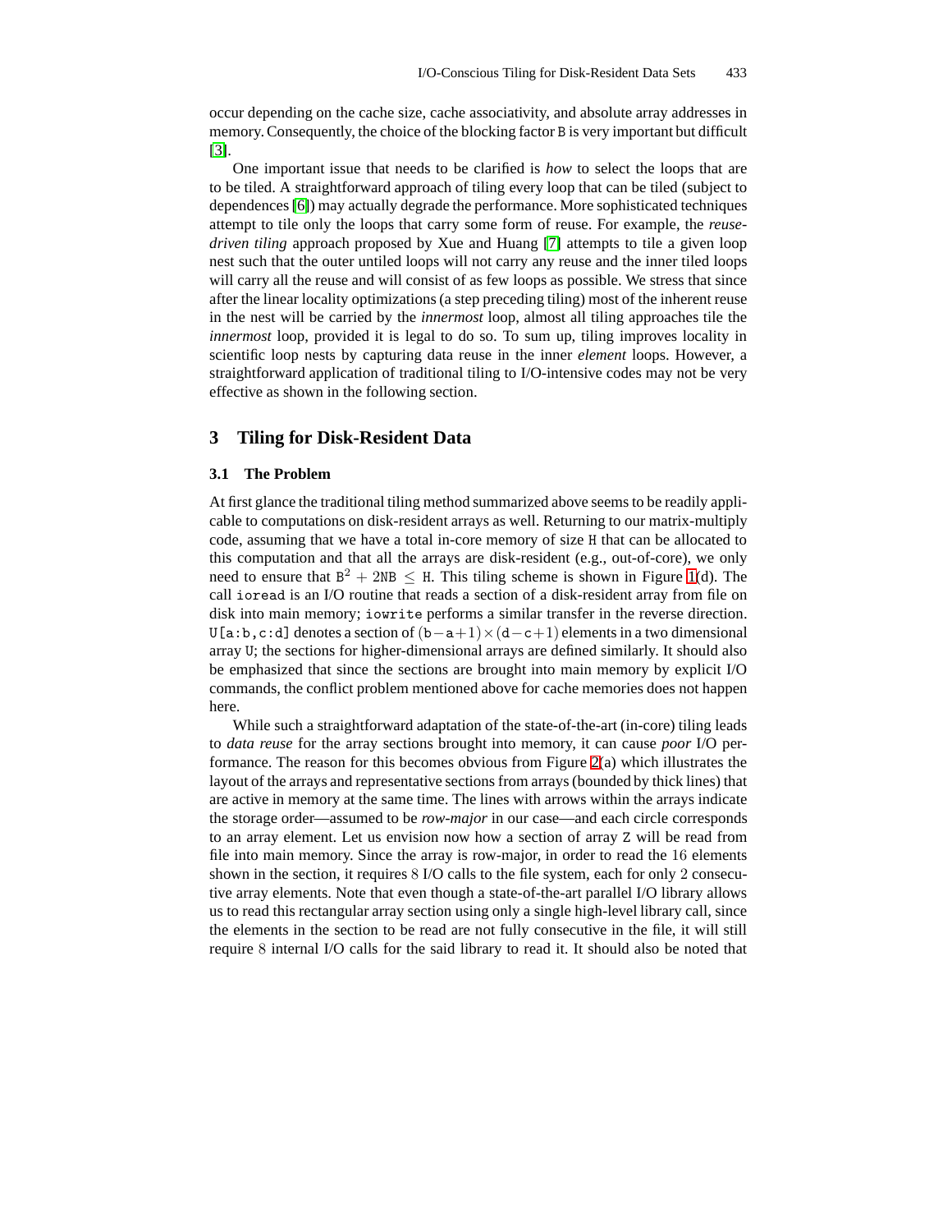occur depending on the cache size, cache associativity, and absolute array addresses in memory. Consequently, the choice of the blocking factor B is very important but difficult [3].

One important issue that needs to be clarified is *how* to select the loops that are to be tiled. A straightforward approach of tiling every loop that can be tiled (subject to dependences [6]) may actually degrade the performance. More sophisticated techniques attempt to tile only the loops that carry some form of reuse. For example, the *reuse-driven tiling* approach proposed by Xue and Huang [7] attempts to tile a given loop nest such that the outer untiled loops will not carry any reuse and the inner tiled loops will carry all the reuse and will consist of as few loops as possible. We stress that since after the linear locality optimizations (a step preceding tiling) most of the inherent reuse in the nest will be carried by the *innermost* loop, almost all tiling approaches tile the *innermost* loop, provided it is legal to do so. To sum up, tiling improves locality in scientific loop nests by capturing data reuse in the inner *element* loops. However, a straightforward application of traditional tiling to I/O-intensive codes may not be very effective as shown in the following section.

## 3 Tiling for Disk-Resident Data

### 3.1 The Problem

At first glance the traditional tiling method summarized above seems to be readily applicable to computations on disk-resident arrays as well. Returning to our matrix-multiply code, assuming that we have a total in-core memory of size H that can be allocated to this computation and that all the arrays are disk-resident (e.g., out-of-core), we only need to ensure that $B^2 + 2NB \leq H$. This tiling scheme is shown in Figure 1(d). The call `ioread` is an I/O routine that reads a section of a disk-resident array from file on disk into main memory; `iowrite` performs a similar transfer in the reverse direction. `U[a:b,c:d]` denotes a section of $(b-a+1)\times(d-c+1)$ elements in a two dimensional array U; the sections for higher-dimensional arrays are defined similarly. It should also be emphasized that since the sections are brought into main memory by explicit I/O commands, the conflict problem mentioned above for cache memories does not happen here.

While such a straightforward adaptation of the state-of-the-art (in-core) tiling leads to *data reuse* for the array sections brought into memory, it can cause *poor* I/O performance. The reason for this becomes obvious from Figure 2(a) which illustrates the layout of the arrays and representative sections from arrays (bounded by thick lines) that are active in memory at the same time. The lines with arrows within the arrays indicate the storage order—assumed to be *row-major* in our case—and each circle corresponds to an array element. Let us envision now how a section of array Z will be read from file into main memory. Since the array is row-major, in order to read the 16 elements shown in the section, it requires 8 I/O calls to the file system, each for only 2 consecutive array elements. Note that even though a state-of-the-art parallel I/O library allows us to read this rectangular array section using only a single high-level library call, since the elements in the section to be read are not fully consecutive in the file, it will still require 8 internal I/O calls for the said library to read it. It should also be noted that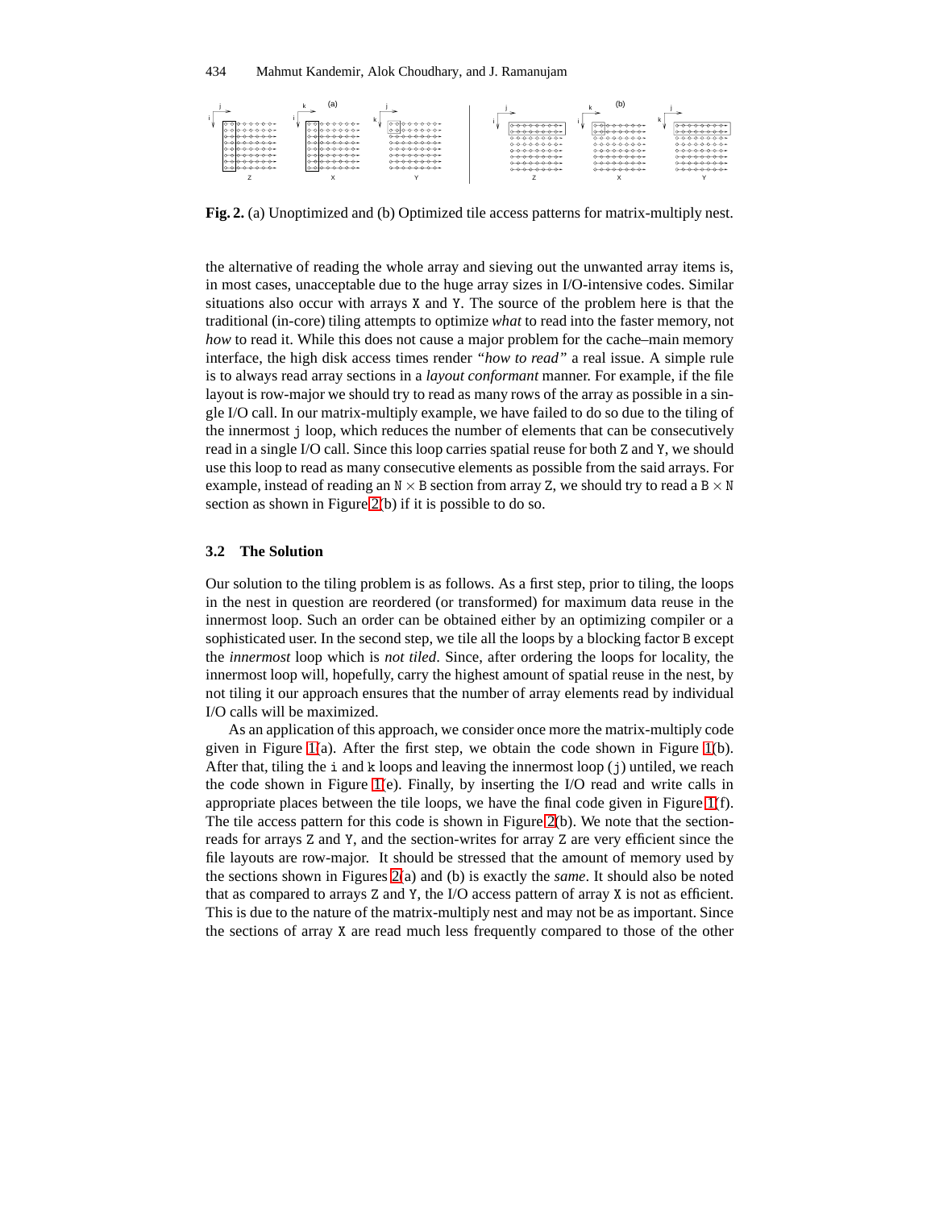(a)

j i Z

k i X

j k Y

(b)

j i Z

k i X

j k Y

**Fig. 2.** (a) Unoptimized and (b) Optimized tile access patterns for matrix-multiply nest.

the alternative of reading the whole array and sieving out the unwanted array items is, in most cases, unacceptable due to the huge array sizes in I/O-intensive codes. Similar situations also occur with arrays X and Y. The source of the problem here is that the traditional (in-core) tiling attempts to optimize *what* to read into the faster memory, not *how* to read it. While this does not cause a major problem for the cache–main memory interface, the high disk access times render *"how to read"* a real issue. A simple rule is to always read array sections in a *layout conformant* manner. For example, if the file layout is row-major we should try to read as many rows of the array as possible in a single I/O call. In our matrix-multiply example, we have failed to do so due to the tiling of the innermost j loop, which reduces the number of elements that can be consecutively read in a single I/O call. Since this loop carries spatial reuse for both Z and Y, we should use this loop to read as many consecutive elements as possible from the said arrays. For example, instead of reading an $N \times B$ section from array Z, we should try to read a $B \times N$ section as shown in Figure 2(b) if it is possible to do so.

### 3.2 The Solution

Our solution to the tiling problem is as follows. As a first step, prior to tiling, the loops in the nest in question are reordered (or transformed) for maximum data reuse in the innermost loop. Such an order can be obtained either by an optimizing compiler or a sophisticated user. In the second step, we tile all the loops by a blocking factor B except the *innermost* loop which is *not tiled*. Since, after ordering the loops for locality, the innermost loop will, hopefully, carry the highest amount of spatial reuse in the nest, by not tiling it our approach ensures that the number of array elements read by individual I/O calls will be maximized.

As an application of this approach, we consider once more the matrix-multiply code given in Figure 1(a). After the first step, we obtain the code shown in Figure 1(b). After that, tiling the i and k loops and leaving the innermost loop (j) untiled, we reach the code shown in Figure 1(e). Finally, by inserting the I/O read and write calls in appropriate places between the tile loops, we have the final code given in Figure 1(f). The tile access pattern for this code is shown in Figure 2(b). We note that the section-reads for arrays Z and Y, and the section-writes for array Z are very efficient since the file layouts are row-major. It should be stressed that the amount of memory used by the sections shown in Figures 2(a) and (b) is exactly the *same*. It should also be noted that as compared to arrays Z and Y, the I/O access pattern of array X is not as efficient. This is due to the nature of the matrix-multiply nest and may not be as important. Since the sections of array X are read much less frequently compared to those of the other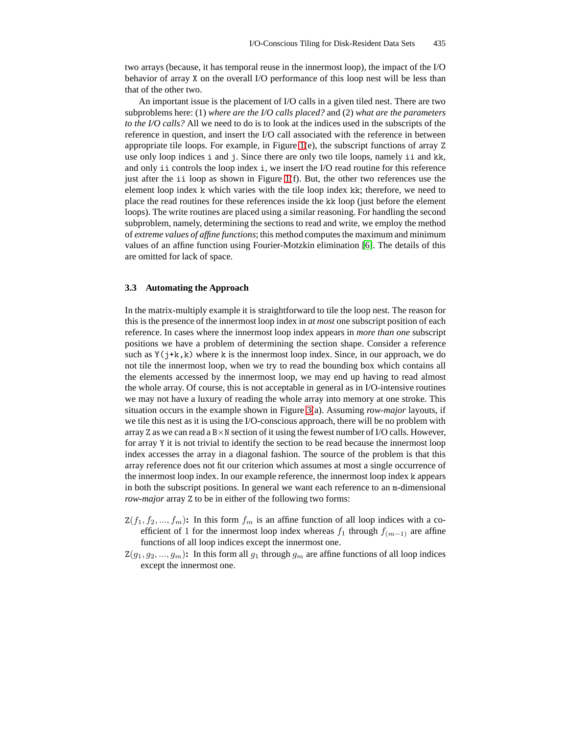two arrays (because, it has temporal reuse in the innermost loop), the impact of the I/O behavior of array X on the overall I/O performance of this loop nest will be less than that of the other two.

An important issue is the placement of I/O calls in a given tiled nest. There are two subproblems here: (1) *where are the I/O calls placed?* and (2) *what are the parameters to the I/O calls?* All we need to do is to look at the indices used in the subscripts of the reference in question, and insert the I/O call associated with the reference in between appropriate tile loops. For example, in Figure 1(e), the subscript functions of array Z use only loop indices i and j. Since there are only two tile loops, namely ii and kk, and only ii controls the loop index i, we insert the I/O read routine for this reference just after the ii loop as shown in Figure 1(f). But, the other two references use the element loop index k which varies with the tile loop index kk; therefore, we need to place the read routines for these references inside the kk loop (just before the element loops). The write routines are placed using a similar reasoning. For handling the second subproblem, namely, determining the sections to read and write, we employ the method of *extreme values of affine functions*; this method computes the maximum and minimum values of an affine function using Fourier-Motzkin elimination [6]. The details of this are omitted for lack of space.

### 3.3 Automating the Approach

In the matrix-multiply example it is straightforward to tile the loop nest. The reason for this is the presence of the innermost loop index in *at most* one subscript position of each reference. In cases where the innermost loop index appears in *more than one* subscript positions we have a problem of determining the section shape. Consider a reference such as Y(j+k,k) where k is the innermost loop index. Since, in our approach, we do not tile the innermost loop, when we try to read the bounding box which contains all the elements accessed by the innermost loop, we may end up having to read almost the whole array. Of course, this is not acceptable in general as in I/O-intensive routines we may not have a luxury of reading the whole array into memory at one stroke. This situation occurs in the example shown in Figure 3(a). Assuming *row-major* layouts, if we tile this nest as it is using the I/O-conscious approach, there will be no problem with array Z as we can read a B×N section of it using the fewest number of I/O calls. However, for array Y it is not trivial to identify the section to be read because the innermost loop index accesses the array in a diagonal fashion. The source of the problem is that this array reference does not fit our criterion which assumes at most a single occurrence of the innermost loop index. In our example reference, the innermost loop index k appears in both the subscript positions. In general we want each reference to an m-dimensional *row-major* array Z to be in either of the following two forms:

- **Z$(f_1, f_2, ..., f_m)$:** In this form $f_m$ is an affine function of all loop indices with a coefficient of 1 for the innermost loop index whereas $f_1$ through $f_{(m-1)}$ are affine functions of all loop indices except the innermost one.
- **Z$(g_1, g_2, ..., g_m)$:** In this form all $g_1$ through $g_m$ are affine functions of all loop indices except the innermost one.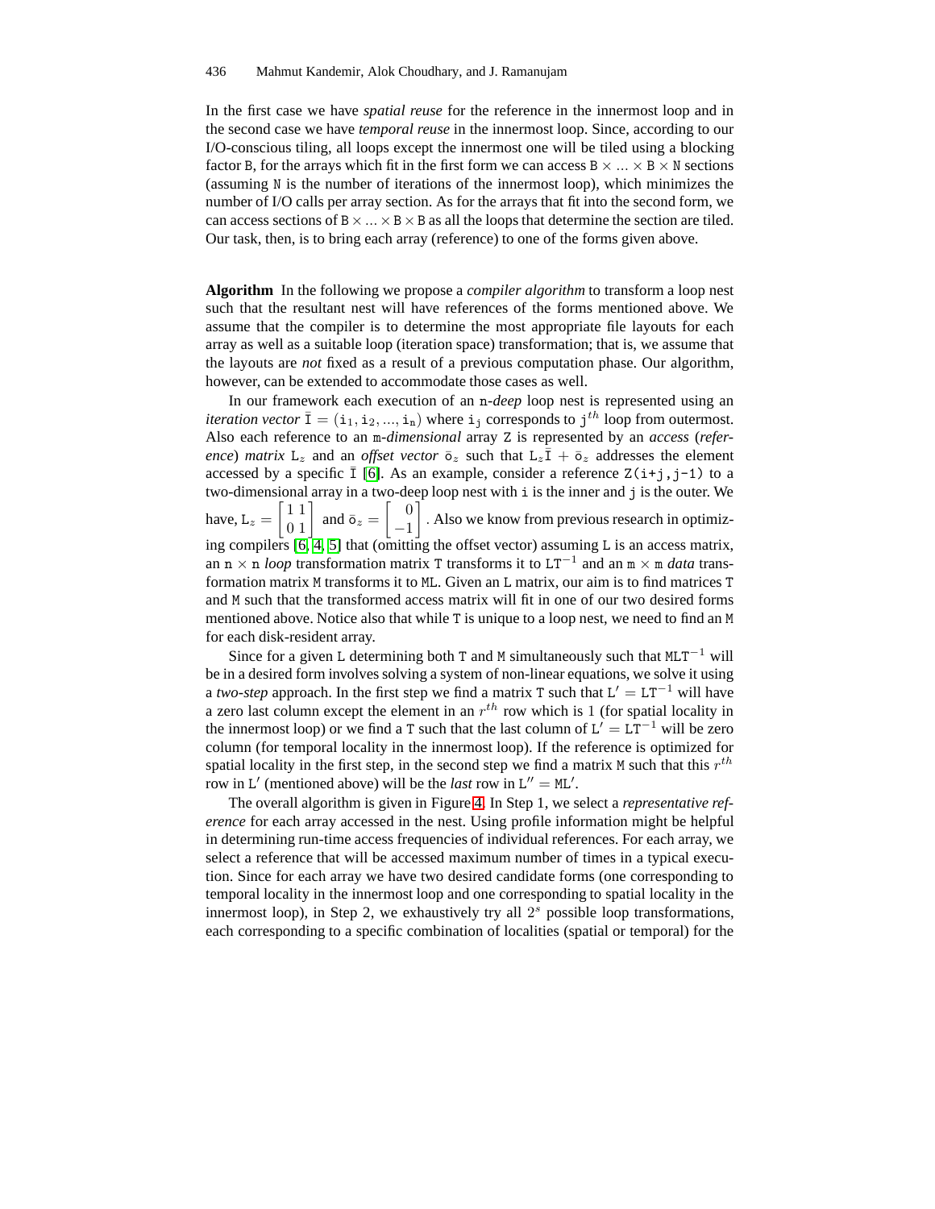In the first case we have *spatial reuse* for the reference in the innermost loop and in the second case we have *temporal reuse* in the innermost loop. Since, according to our I/O-conscious tiling, all loops except the innermost one will be tiled using a blocking factor B, for the arrays which fit in the first form we can access $B \times ... \times B \times N$ sections (assuming N is the number of iterations of the innermost loop), which minimizes the number of I/O calls per array section. As for the arrays that fit into the second form, we can access sections of $B \times ... \times B \times B$ as all the loops that determine the section are tiled. Our task, then, is to bring each array (reference) to one of the forms given above.

**Algorithm** In the following we propose a *compiler algorithm* to transform a loop nest such that the resultant nest will have references of the forms mentioned above. We assume that the compiler is to determine the most appropriate file layouts for each array as well as a suitable loop (iteration space) transformation; that is, we assume that the layouts are *not* fixed as a result of a previous computation phase. Our algorithm, however, can be extended to accommodate those cases as well.

In our framework each execution of an n-*deep* loop nest is represented using an *iteration vector* $\bar{I} = (i_1, i_2, ..., i_n)$ where $i_j$ corresponds to $j^{th}$ loop from outermost. Also each reference to an m-*dimensional* array Z is represented by an *access* (*reference*) *matrix* $L_z$ and an *offset vector* $\bar{o}_z$ such that $L_z\bar{I} + \bar{o}_z$ addresses the element accessed by a specific $\bar{I}$ [6]. As an example, consider a reference Z(i+j,j-1) to a two-dimensional array in a two-deep loop nest with i is the inner and j is the outer. We have, $L_z = \begin{bmatrix} 1 & 1 \\ 0 & 1 \end{bmatrix}$ and $\bar{o}_z = \begin{bmatrix} 0 \\ -1 \end{bmatrix}$. Also we know from previous research in optimizing compilers [6, 4, 5] that (omitting the offset vector) assuming L is an access matrix, an $n \times n$ *loop* transformation matrix T transforms it to $LT^{-1}$ and an $m \times m$ *data* transformation matrix M transforms it to ML. Given an L matrix, our aim is to find matrices T and M such that the transformed access matrix will fit in one of our two desired forms mentioned above. Notice also that while T is unique to a loop nest, we need to find an M for each disk-resident array.

Since for a given L determining both T and M simultaneously such that $MLT^{-1}$ will be in a desired form involves solving a system of non-linear equations, we solve it using a *two-step* approach. In the first step we find a matrix T such that $L' = LT^{-1}$ will have a zero last column except the element in an $r^{th}$ row which is 1 (for spatial locality in the innermost loop) or we find a T such that the last column of $L' = LT^{-1}$ will be zero column (for temporal locality in the innermost loop). If the reference is optimized for spatial locality in the first step, in the second step we find a matrix M such that this $r^{th}$ row in $L'$ (mentioned above) will be the *last* row in $L'' = ML'$.

The overall algorithm is given in Figure 4. In Step 1, we select a *representative reference* for each array accessed in the nest. Using profile information might be helpful in determining run-time access frequencies of individual references. For each array, we select a reference that will be accessed maximum number of times in a typical execution. Since for each array we have two desired candidate forms (one corresponding to temporal locality in the innermost loop and one corresponding to spatial locality in the innermost loop), in Step 2, we exhaustively try all $2^s$ possible loop transformations, each corresponding to a specific combination of localities (spatial or temporal) for the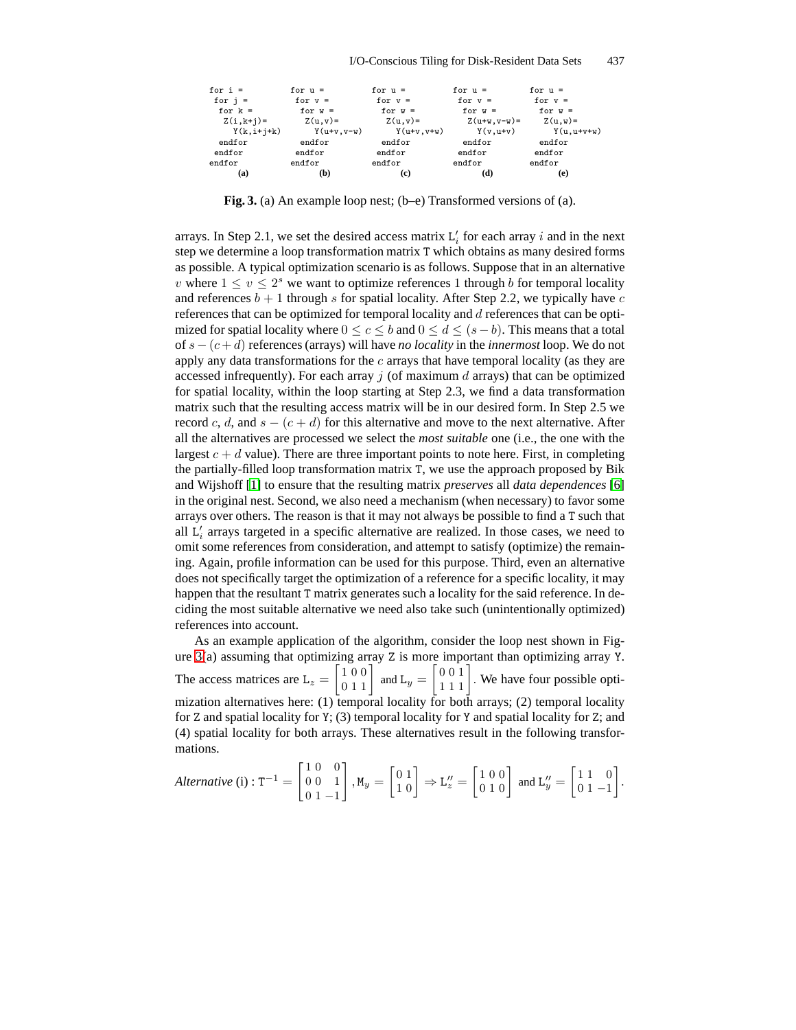```
for i =          for u =          for u =          for u =            for u =
 for j =          for v =          for v =          for v =            for v =
  for k =          for w =          for w =          for w =            for w =
   Z(i,k+j)=        Z(u,v)=          Z(u,v)=          Z(u+w,v-w)=        Z(u,w)=
     Y(k,i+j+k)       Y(u+v,v-w)       Y(u+v,v+w)       Y(v,u+v)           Y(u,u+v+w)
  endfor           endfor           endfor           endfor             endfor
 endfor           endfor           endfor           endfor             endfor
endfor           endfor           endfor           endfor             endfor
     (a)              (b)              (c)              (d)                (e)
```

**Fig. 3.** (a) An example loop nest; (b–e) Transformed versions of (a).

arrays. In Step 2.1, we set the desired access matrix $\mathtt{L}'_i$ for each array $i$ and in the next step we determine a loop transformation matrix T which obtains as many desired forms as possible. A typical optimization scenario is as follows. Suppose that in an alternative $v$ where $1 \leq v \leq 2^s$ we want to optimize references 1 through $b$ for temporal locality and references $b+1$ through $s$ for spatial locality. After Step 2.2, we typically have $c$ references that can be optimized for temporal locality and $d$ references that can be optimized for spatial locality where $0 \leq c \leq b$ and $0 \leq d \leq (s-b)$. This means that a total of $s-(c+d)$ references (arrays) will have *no locality* in the *innermost* loop. We do not apply any data transformations for the $c$ arrays that have temporal locality (as they are accessed infrequently). For each array $j$ (of maximum $d$ arrays) that can be optimized for spatial locality, within the loop starting at Step 2.3, we find a data transformation matrix such that the resulting access matrix will be in our desired form. In Step 2.5 we record $c$, $d$, and $s-(c+d)$ for this alternative and move to the next alternative. After all the alternatives are processed we select the *most suitable* one (i.e., the one with the largest $c+d$ value). There are three important points to note here. First, in completing the partially-filled loop transformation matrix T, we use the approach proposed by Bik and Wijshoff [1] to ensure that the resulting matrix *preserves* all *data dependences* [6] in the original nest. Second, we also need a mechanism (when necessary) to favor some arrays over others. The reason is that it may not always be possible to find a T such that all $\mathtt{L}'_i$ arrays targeted in a specific alternative are realized. In those cases, we need to omit some references from consideration, and attempt to satisfy (optimize) the remaining. Again, profile information can be used for this purpose. Third, even an alternative does not specifically target the optimization of a reference for a specific locality, it may happen that the resultant T matrix generates such a locality for the said reference. In deciding the most suitable alternative we need also take such (unintentionally optimized) references into account.

As an example application of the algorithm, consider the loop nest shown in Figure 3(a) assuming that optimizing array Z is more important than optimizing array Y. The access matrices are $\mathtt{L}_z = \begin{bmatrix} 1 & 0 & 0 \\ 0 & 1 & 1 \end{bmatrix}$ and $\mathtt{L}_y = \begin{bmatrix} 0 & 0 & 1 \\ 1 & 1 & 1 \end{bmatrix}$. We have four possible optimization alternatives here: (1) temporal locality for both arrays; (2) temporal locality for Z and spatial locality for Y; (3) temporal locality for Y and spatial locality for Z; and (4) spatial locality for both arrays. These alternatives result in the following transformations.

$$\textit{Alternative (i)}: \mathtt{T}^{-1} = \begin{bmatrix} 1 & 0 & 0 \\ 0 & 0 & 1 \\ 0 & 1 & -1 \end{bmatrix}, \mathtt{M}_y = \begin{bmatrix} 0 & 1 \\ 1 & 0 \end{bmatrix} \Rightarrow \mathtt{L}''_z = \begin{bmatrix} 1 & 0 & 0 \\ 0 & 1 & 0 \end{bmatrix} \text{ and } \mathtt{L}''_y = \begin{bmatrix} 1 & 1 & 0 \\ 0 & 1 & -1 \end{bmatrix}.$$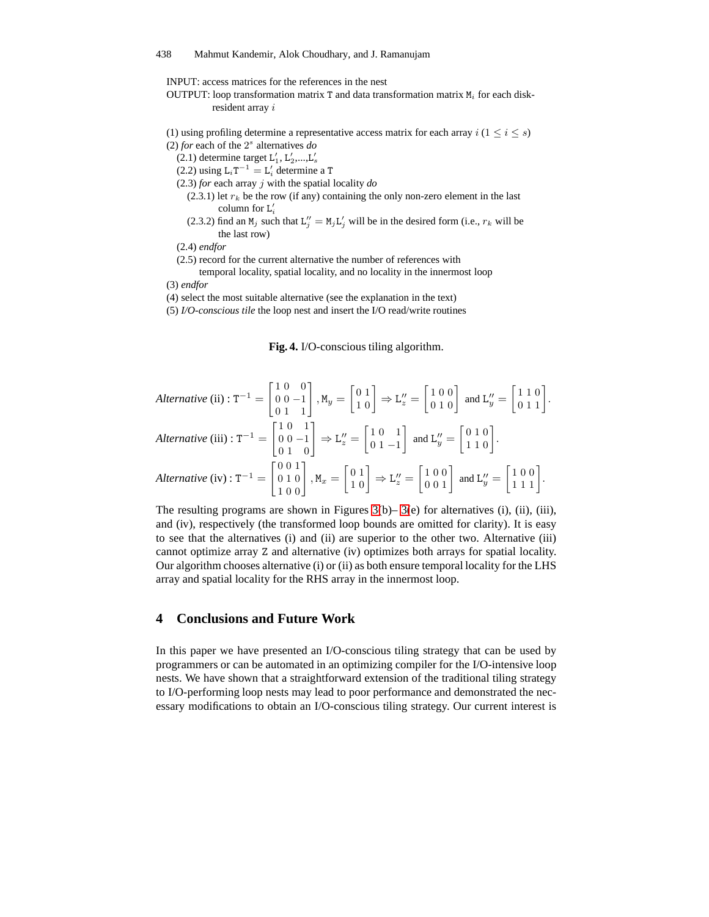INPUT: access matrices for the references in the nest
OUTPUT: loop transformation matrix $\mathtt{T}$ and data transformation matrix $\mathtt{M}_i$ for each disk-resident array $i$

(1) using profiling determine a representative access matrix for each array $i$ ($1 \le i \le s$)
(2) *for* each of the $2^s$ alternatives *do*
  (2.1) determine target $\mathtt{L}'_1$, $\mathtt{L}'_2$,...,$\mathtt{L}'_s$
  (2.2) using $\mathtt{L}_i\mathtt{T}^{-1} = \mathtt{L}'_i$ determine a $\mathtt{T}$
  (2.3) *for* each array $j$ with the spatial locality *do*
    (2.3.1) let $r_k$ be the row (if any) containing the only non-zero element in the last column for $\mathtt{L}'_i$
    (2.3.2) find an $\mathtt{M}_j$ such that $\mathtt{L}''_j = \mathtt{M}_j\mathtt{L}'_j$ will be in the desired form (i.e., $r_k$ will be the last row)
  (2.4) *endfor*
  (2.5) record for the current alternative the number of references with temporal locality, spatial locality, and no locality in the innermost loop
(3) *endfor*
(4) select the most suitable alternative (see the explanation in the text)
(5) *I/O-conscious tile* the loop nest and insert the I/O read/write routines

**Fig. 4.** I/O-conscious tiling algorithm.

$$\textit{Alternative (ii)} : \mathtt{T}^{-1} = \begin{bmatrix} 1 & 0 & 0 \\ 0 & 0 & -1 \\ 0 & 1 & 1 \end{bmatrix}, \mathtt{M}_y = \begin{bmatrix} 0 & 1 \\ 1 & 0 \end{bmatrix} \Rightarrow \mathtt{L}''_z = \begin{bmatrix} 1 & 0 & 0 \\ 0 & 1 & 0 \end{bmatrix} \text{ and } \mathtt{L}''_y = \begin{bmatrix} 1 & 1 & 0 \\ 0 & 1 & 1 \end{bmatrix}.$$

$$\textit{Alternative (iii)} : \mathtt{T}^{-1} = \begin{bmatrix} 1 & 0 & 1 \\ 0 & 0 & -1 \\ 0 & 1 & 0 \end{bmatrix} \Rightarrow \mathtt{L}''_z = \begin{bmatrix} 1 & 0 & 1 \\ 0 & 1 & -1 \end{bmatrix} \text{ and } \mathtt{L}''_y = \begin{bmatrix} 0 & 1 & 0 \\ 1 & 1 & 0 \end{bmatrix}.$$

$$\textit{Alternative (iv)} : \mathtt{T}^{-1} = \begin{bmatrix} 0 & 0 & 1 \\ 0 & 1 & 0 \\ 1 & 0 & 0 \end{bmatrix}, \mathtt{M}_x = \begin{bmatrix} 0 & 1 \\ 1 & 0 \end{bmatrix} \Rightarrow \mathtt{L}''_z = \begin{bmatrix} 1 & 0 & 0 \\ 0 & 0 & 1 \end{bmatrix} \text{ and } \mathtt{L}''_y = \begin{bmatrix} 1 & 0 & 0 \\ 1 & 1 & 1 \end{bmatrix}.$$

The resulting programs are shown in Figures 3(b)– 3(e) for alternatives (i), (ii), (iii), and (iv), respectively (the transformed loop bounds are omitted for clarity). It is easy to see that the alternatives (i) and (ii) are superior to the other two. Alternative (iii) cannot optimize array Z and alternative (iv) optimizes both arrays for spatial locality. Our algorithm chooses alternative (i) or (ii) as both ensure temporal locality for the LHS array and spatial locality for the RHS array in the innermost loop.

## 4 Conclusions and Future Work

In this paper we have presented an I/O-conscious tiling strategy that can be used by programmers or can be automated in an optimizing compiler for the I/O-intensive loop nests. We have shown that a straightforward extension of the traditional tiling strategy to I/O-performing loop nests may lead to poor performance and demonstrated the necessary modifications to obtain an I/O-conscious tiling strategy. Our current interest is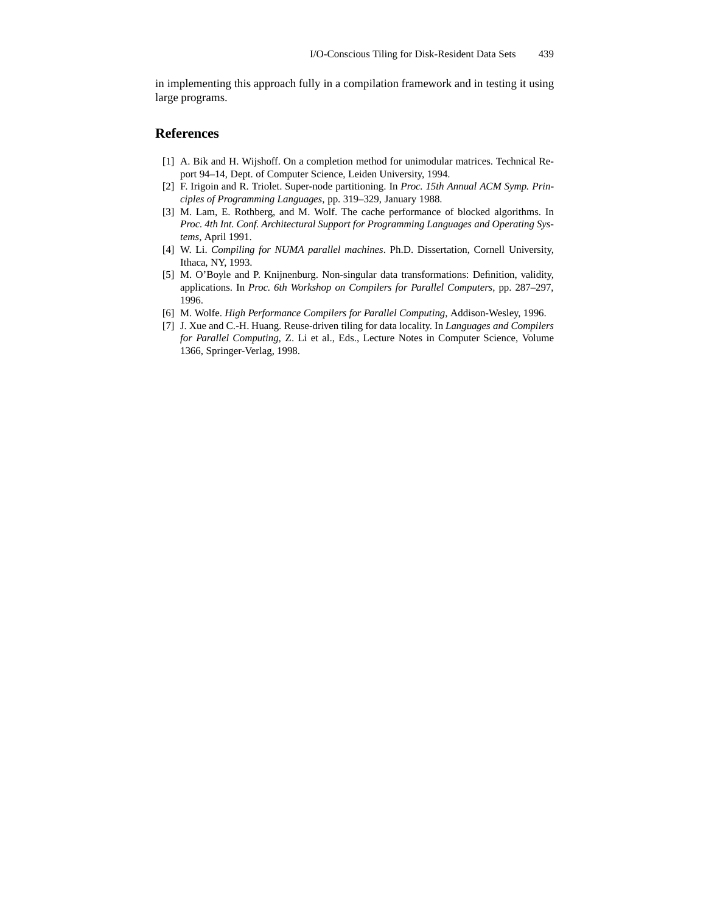in implementing this approach fully in a compilation framework and in testing it using large programs.

## References

[1] A. Bik and H. Wijshoff. On a completion method for unimodular matrices. Technical Report 94–14, Dept. of Computer Science, Leiden University, 1994.

[2] F. Irigoin and R. Triolet. Super-node partitioning. In *Proc. 15th Annual ACM Symp. Principles of Programming Languages*, pp. 319–329, January 1988.

[3] M. Lam, E. Rothberg, and M. Wolf. The cache performance of blocked algorithms. In *Proc. 4th Int. Conf. Architectural Support for Programming Languages and Operating Systems*, April 1991.

[4] W. Li. *Compiling for NUMA parallel machines*. Ph.D. Dissertation, Cornell University, Ithaca, NY, 1993.

[5] M. O'Boyle and P. Knijnenburg. Non-singular data transformations: Definition, validity, applications. In *Proc. 6th Workshop on Compilers for Parallel Computers*, pp. 287–297, 1996.

[6] M. Wolfe. *High Performance Compilers for Parallel Computing*, Addison-Wesley, 1996.

[7] J. Xue and C.-H. Huang. Reuse-driven tiling for data locality. In *Languages and Compilers for Parallel Computing*, Z. Li et al., Eds., Lecture Notes in Computer Science, Volume 1366, Springer-Verlag, 1998.